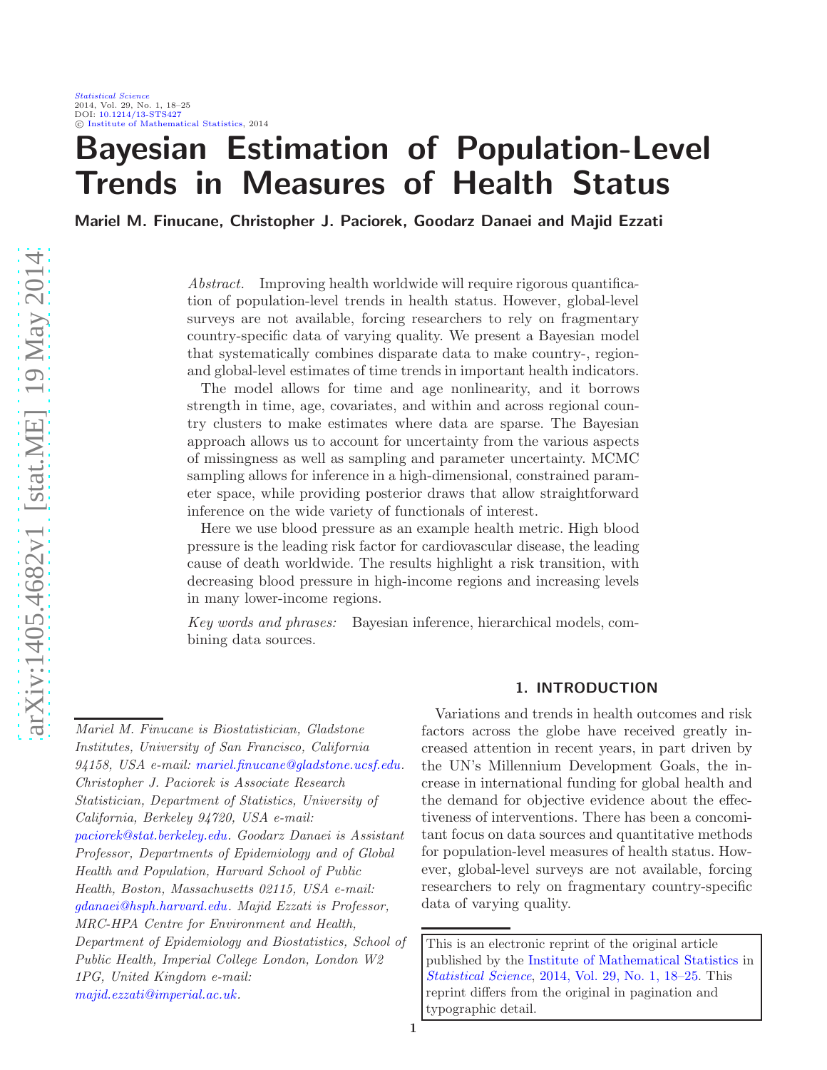# Bayesian Estimation of Population-Level Trends in Measures of Health Status

**Mariel M. Finucane, Christopher J. Paciorek, Goodarz Danaei and Majid Ezzati**

*Abstract.* Improving health worldwide will require rigorous quantification of population-level trends in health status. However, global-level surveys are not available, forcing researchers to rely on fragmentary country-specific data of varying quality. We present a Bayesian model that systematically combines disparate data to make country-, region- and global-level estimates of time trends in important health indicators.

The model allows for time and age nonlinearity, and it borrows strength in time, age, covariates, and within and across regional country clusters to make estimates where data are sparse. The Bayesian approach allows us to account for uncertainty from the various aspects of missingness as well as sampling and parameter uncertainty. MCMC sampling allows for inference in a high-dimensional, constrained parameter space, while providing posterior draws that allow straightforward inference on the wide variety of functionals of interest.

Here we use blood pressure as an example health metric. High blood pressure is the leading risk factor for cardiovascular disease, the leading cause of death worldwide. The results highlight a risk transition, with decreasing blood pressure in high-income regions and increasing levels in many lower-income regions.

*Key words and phrases:* Bayesian inference, hierarchical models, combining data sources.

*Mariel M. Finucane is Biostatistician, Gladstone Institutes, University of San Francisco, California 94158, USA e-mail: mariel.finucane@gladstone.ucsf.edu. Christopher J. Paciorek is Associate Research Statistician, Department of Statistics, University of California, Berkeley 94720, USA e-mail: paciorek@stat.berkeley.edu. Goodarz Danaei is Assistant Professor, Departments of Epidemiology and of Global Health and Population, Harvard School of Public Health, Boston, Massachusetts 02115, USA e-mail: gdanaei@hsph.harvard.edu. Majid Ezzati is Professor, MRC-HPA Centre for Environment and Health, Department of Epidemiology and Biostatistics, School of Public Health, Imperial College London, London W2 1PG, United Kingdom e-mail: majid.ezzati@imperial.ac.uk.*

## 1. INTRODUCTION

Variations and trends in health outcomes and risk factors across the globe have received greatly increased attention in recent years, in part driven by the UN's Millennium Development Goals, the increase in international funding for global health and the demand for objective evidence about the effectiveness of interventions. There has been a concomitant focus on data sources and quantitative methods for population-level measures of health status. However, global-level surveys are not available, forcing researchers to rely on fragmentary country-specific data of varying quality.

This is an electronic reprint of the original article published by the Institute of Mathematical Statistics in *Statistical Science*, 2014, Vol. 29, No. 1, 18–25. This reprint differs from the original in pagination and typographic detail.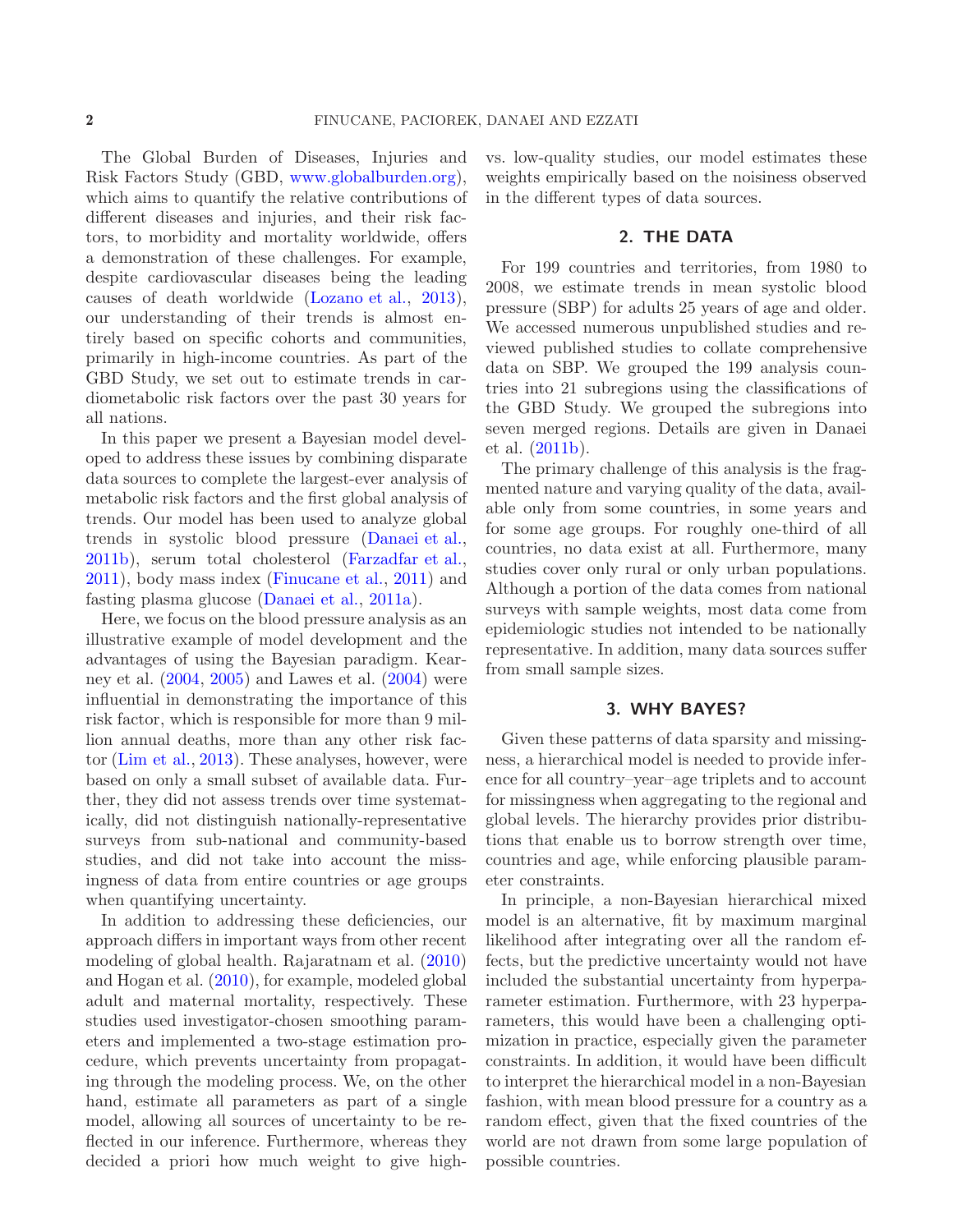The Global Burden of Diseases, Injuries and Risk Factors Study (GBD, www.globalburden.org), which aims to quantify the relative contributions of different diseases and injuries, and their risk factors, to morbidity and mortality worldwide, offers a demonstration of these challenges. For example, despite cardiovascular diseases being the leading causes of death worldwide (Lozano et al., 2013), our understanding of their trends is almost entirely based on specific cohorts and communities, primarily in high-income countries. As part of the GBD Study, we set out to estimate trends in cardiometabolic risk factors over the past 30 years for all nations.

In this paper we present a Bayesian model developed to address these issues by combining disparate data sources to complete the largest-ever analysis of metabolic risk factors and the first global analysis of trends. Our model has been used to analyze global trends in systolic blood pressure (Danaei et al., 2011b), serum total cholesterol (Farzadfar et al., 2011), body mass index (Finucane et al., 2011) and fasting plasma glucose (Danaei et al., 2011a).

Here, we focus on the blood pressure analysis as an illustrative example of model development and the advantages of using the Bayesian paradigm. Kearney et al. (2004, 2005) and Lawes et al. (2004) were influential in demonstrating the importance of this risk factor, which is responsible for more than 9 million annual deaths, more than any other risk factor (Lim et al., 2013). These analyses, however, were based on only a small subset of available data. Further, they did not assess trends over time systematically, did not distinguish nationally-representative surveys from sub-national and community-based studies, and did not take into account the missingness of data from entire countries or age groups when quantifying uncertainty.

In addition to addressing these deficiencies, our approach differs in important ways from other recent modeling of global health. Rajaratnam et al. (2010) and Hogan et al. (2010), for example, modeled global adult and maternal mortality, respectively. These studies used investigator-chosen smoothing parameters and implemented a two-stage estimation procedure, which prevents uncertainty from propagating through the modeling process. We, on the other hand, estimate all parameters as part of a single model, allowing all sources of uncertainty to be reflected in our inference. Furthermore, whereas they decided a priori how much weight to give high- vs. low-quality studies, our model estimates these weights empirically based on the noisiness observed in the different types of data sources.

## 2. THE DATA

For 199 countries and territories, from 1980 to 2008, we estimate trends in mean systolic blood pressure (SBP) for adults 25 years of age and older. We accessed numerous unpublished studies and reviewed published studies to collate comprehensive data on SBP. We grouped the 199 analysis countries into 21 subregions using the classifications of the GBD Study. We grouped the subregions into seven merged regions. Details are given in Danaei et al. (2011b).

The primary challenge of this analysis is the fragmented nature and varying quality of the data, available only from some countries, in some years and for some age groups. For roughly one-third of all countries, no data exist at all. Furthermore, many studies cover only rural or only urban populations. Although a portion of the data comes from national surveys with sample weights, most data come from epidemiologic studies not intended to be nationally representative. In addition, many data sources suffer from small sample sizes.

## 3. WHY BAYES?

Given these patterns of data sparsity and missingness, a hierarchical model is needed to provide inference for all country–year–age triplets and to account for missingness when aggregating to the regional and global levels. The hierarchy provides prior distributions that enable us to borrow strength over time, countries and age, while enforcing plausible parameter constraints.

In principle, a non-Bayesian hierarchical mixed model is an alternative, fit by maximum marginal likelihood after integrating over all the random effects, but the predictive uncertainty would not have included the substantial uncertainty from hyperparameter estimation. Furthermore, with 23 hyperparameters, this would have been a challenging optimization in practice, especially given the parameter constraints. In addition, it would have been difficult to interpret the hierarchical model in a non-Bayesian fashion, with mean blood pressure for a country as a random effect, given that the fixed countries of the world are not drawn from some large population of possible countries.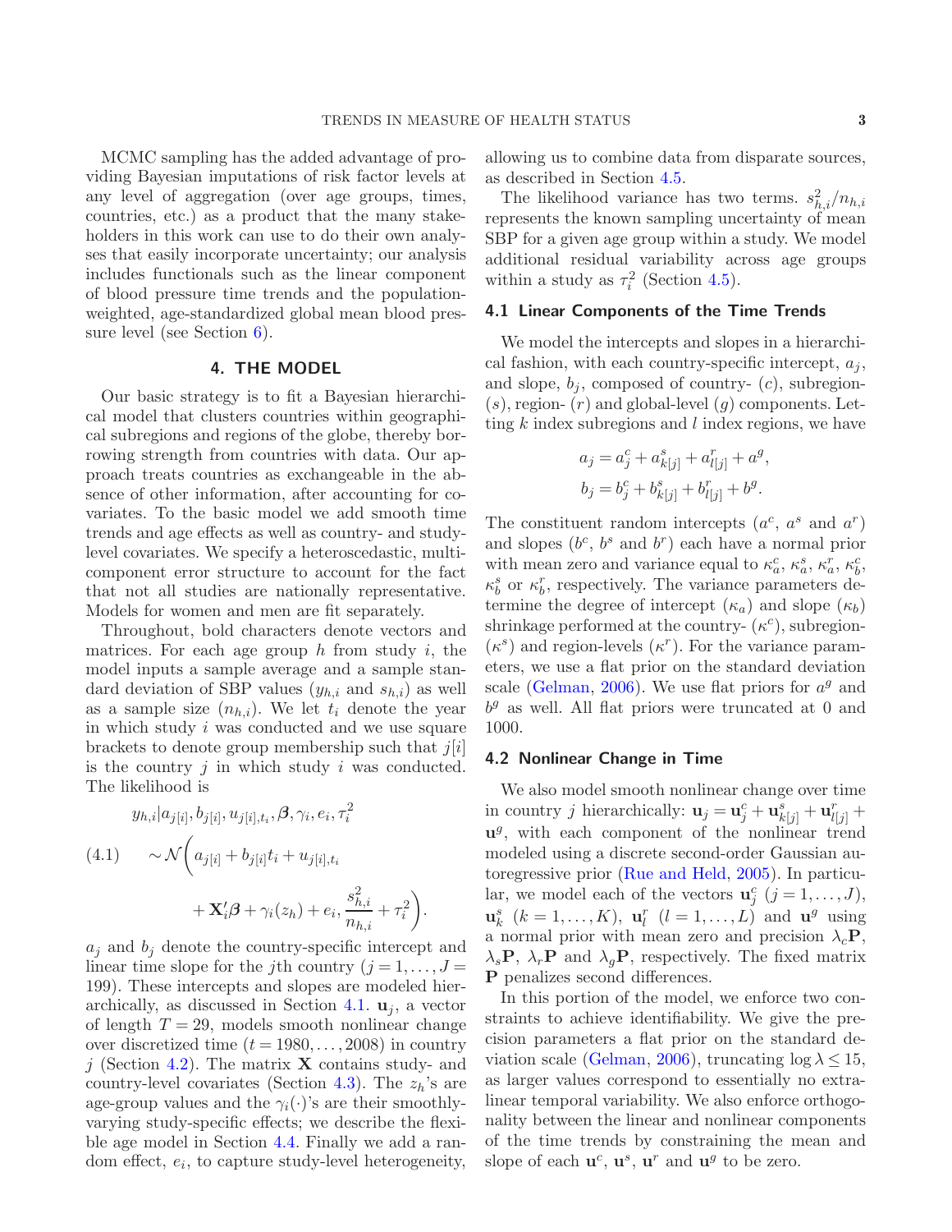MCMC sampling has the added advantage of providing Bayesian imputations of risk factor levels at any level of aggregation (over age groups, times, countries, etc.) as a product that the many stakeholders in this work can use to do their own analyses that easily incorporate uncertainty; our analysis includes functionals such as the linear component of blood pressure time trends and the population-weighted, age-standardized global mean blood pressure level (see Section 6).

## 4. THE MODEL

Our basic strategy is to fit a Bayesian hierarchical model that clusters countries within geographical subregions and regions of the globe, thereby borrowing strength from countries with data. Our approach treats countries as exchangeable in the absence of other information, after accounting for covariates. To the basic model we add smooth time trends and age effects as well as country- and study-level covariates. We specify a heteroscedastic, multi-component error structure to account for the fact that not all studies are nationally representative. Models for women and men are fit separately.

Throughout, bold characters denote vectors and matrices. For each age group $h$ from study $i$, the model inputs a sample average and a sample standard deviation of SBP values ($y_{h,i}$ and $s_{h,i}$) as well as a sample size ($n_{h,i}$). We let $t_i$ denote the year in which study $i$ was conducted and we use square brackets to denote group membership such that $j[i]$ is the country $j$ in which study $i$ was conducted. The likelihood is

$$
\begin{aligned}
&y_{h,i} | a_{j[i]}, b_{j[i]}, u_{j[i],t_i}, \boldsymbol{\beta}, \gamma_i, e_i, \tau_i^2 \\
(4.1)\qquad &\sim \mathcal{N}\bigg( a_{j[i]} + b_{j[i]} t_i + u_{j[i],t_i} \\
&\qquad + \mathbf{X}_i' \boldsymbol{\beta} + \gamma_i(z_h) + e_i, \frac{s_{h,i}^2}{n_{h,i}} + \tau_i^2 \bigg).
\end{aligned}
$$

$a_j$ and $b_j$ denote the country-specific intercept and linear time slope for the $j$th country ($j = 1, \ldots, J = 199$). These intercepts and slopes are modeled hierarchically, as discussed in Section 4.1. $\mathbf{u}_j$, a vector of length $T = 29$, models smooth nonlinear change over discretized time ($t = 1980, \ldots, 2008$) in country $j$ (Section 4.2). The matrix $\mathbf{X}$ contains study- and country-level covariates (Section 4.3). The $z_h$'s are age-group values and the $\gamma_i(\cdot)$'s are their smoothly-varying study-specific effects; we describe the flexible age model in Section 4.4. Finally we add a random effect, $e_i$, to capture study-level heterogeneity, allowing us to combine data from disparate sources, as described in Section 4.5.

The likelihood variance has two terms. $s_{h,i}^2/n_{h,i}$ represents the known sampling uncertainty of mean SBP for a given age group within a study. We model additional residual variability across age groups within a study as $\tau_i^2$ (Section 4.5).

### 4.1 Linear Components of the Time Trends

We model the intercepts and slopes in a hierarchical fashion, with each country-specific intercept, $a_j$, and slope, $b_j$, composed of country- ($c$), subregion- ($s$), region- ($r$) and global-level ($g$) components. Letting $k$ index subregions and $l$ index regions, we have

$$
\begin{aligned}
a_j &= a_j^c + a_{k[j]}^s + a_{l[j]}^r + a^g, \\
b_j &= b_j^c + b_{k[j]}^s + b_{l[j]}^r + b^g.
\end{aligned}
$$

The constituent random intercepts ($a^c$, $a^s$ and $a^r$) and slopes ($b^c$, $b^s$ and $b^r$) each have a normal prior with mean zero and variance equal to $\kappa_a^c$, $\kappa_a^s$, $\kappa_a^r$, $\kappa_b^c$, $\kappa_b^s$ or $\kappa_b^r$, respectively. The variance parameters determine the degree of intercept ($\kappa_a$) and slope ($\kappa_b$) shrinkage performed at the country- ($\kappa^c$), subregion- ($\kappa^s$) and region-levels ($\kappa^r$). For the variance parameters, we use a flat prior on the standard deviation scale (Gelman, 2006). We use flat priors for $a^g$ and $b^g$ as well. All flat priors were truncated at 0 and 1000.

### 4.2 Nonlinear Change in Time

We also model smooth nonlinear change over time in country $j$ hierarchically: $\mathbf{u}_j = \mathbf{u}_j^c + \mathbf{u}_{k[j]}^s + \mathbf{u}_{l[j]}^r + \mathbf{u}^g$, with each component of the nonlinear trend modeled using a discrete second-order Gaussian autoregressive prior (Rue and Held, 2005). In particular, we model each of the vectors $\mathbf{u}_j^c$ ($j = 1, \ldots, J$), $\mathbf{u}_k^s$ ($k = 1, \ldots, K$), $\mathbf{u}_l^r$ ($l = 1, \ldots, L$) and $\mathbf{u}^g$ using a normal prior with mean zero and precision $\lambda_c \mathbf{P}$, $\lambda_s \mathbf{P}$, $\lambda_r \mathbf{P}$ and $\lambda_g \mathbf{P}$, respectively. The fixed matrix $\mathbf{P}$ penalizes second differences.

In this portion of the model, we enforce two constraints to achieve identifiability. We give the precision parameters a flat prior on the standard deviation scale (Gelman, 2006), truncating $\log \lambda \le 15$, as larger values correspond to essentially no extra-linear temporal variability. We also enforce orthogonality between the linear and nonlinear components of the time trends by constraining the mean and slope of each $\mathbf{u}^c$, $\mathbf{u}^s$, $\mathbf{u}^r$ and $\mathbf{u}^g$ to be zero.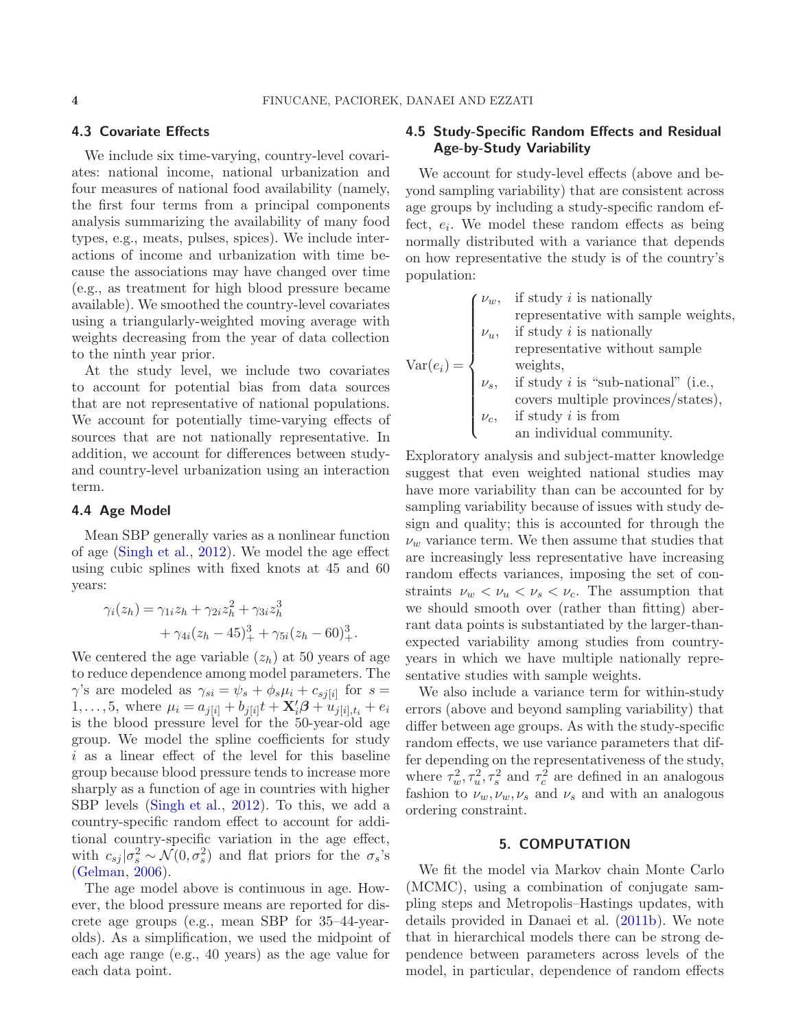### 4.3 Covariate Effects

We include six time-varying, country-level covariates: national income, national urbanization and four measures of national food availability (namely, the first four terms from a principal components analysis summarizing the availability of many food types, e.g., meats, pulses, spices). We include interactions of income and urbanization with time because the associations may have changed over time (e.g., as treatment for high blood pressure became available). We smoothed the country-level covariates using a triangularly-weighted moving average with weights decreasing from the year of data collection to the ninth year prior.

At the study level, we include two covariates to account for potential bias from data sources that are not representative of national populations. We account for potentially time-varying effects of sources that are not nationally representative. In addition, we account for differences between study- and country-level urbanization using an interaction term.

### 4.4 Age Model

Mean SBP generally varies as a nonlinear function of age (Singh et al., 2012). We model the age effect using cubic splines with fixed knots at 45 and 60 years:

$$\gamma_i(z_h) = \gamma_{1i} z_h + \gamma_{2i} z_h^2 + \gamma_{3i} z_h^3 + \gamma_{4i}(z_h - 45)_+^3 + \gamma_{5i}(z_h - 60)_+^3.$$

We centered the age variable ($z_h$) at 50 years of age to reduce dependence among model parameters. The $\gamma$'s are modeled as $\gamma_{si} = \psi_s + \phi_s \mu_i + c_{sj[i]}$ for $s = 1, \ldots, 5$, where $\mu_i = a_{j[i]} + b_{j[i]} t + \mathbf{X}_i' \boldsymbol{\beta} + u_{j[i],t_i} + e_i$ is the blood pressure level for the 50-year-old age group. We model the spline coefficients for study $i$ as a linear effect of the level for this baseline group because blood pressure tends to increase more sharply as a function of age in countries with higher SBP levels (Singh et al., 2012). To this, we add a country-specific random effect to account for additional country-specific variation in the age effect, with $c_{sj} | \sigma_s^2 \sim \mathcal{N}(0, \sigma_s^2)$ and flat priors for the $\sigma_s$'s (Gelman, 2006).

The age model above is continuous in age. However, the blood pressure means are reported for discrete age groups (e.g., mean SBP for 35–44-year-olds). As a simplification, we used the midpoint of each age range (e.g., 40 years) as the age value for each data point.

### 4.5 Study-Specific Random Effects and Residual Age-by-Study Variability

We account for study-level effects (above and beyond sampling variability) that are consistent across age groups by including a study-specific random effect, $e_i$. We model these random effects as being normally distributed with a variance that depends on how representative the study is of the country's population:

$$\operatorname{Var}(e_i) = \begin{cases} \nu_w, & \text{if study } i \text{ is nationally representative with sample weights,} \\ \nu_u, & \text{if study } i \text{ is nationally representative without sample weights,} \\ \nu_s, & \text{if study } i \text{ is "sub-national" (i.e., covers multiple provinces/states),} \\ \nu_c, & \text{if study } i \text{ is from an individual community.} \end{cases}$$

Exploratory analysis and subject-matter knowledge suggest that even weighted national studies may have more variability than can be accounted for by sampling variability because of issues with study design and quality; this is accounted for through the $\nu_w$ variance term. We then assume that studies that are increasingly less representative have increasing random effects variances, imposing the set of constraints $\nu_w < \nu_u < \nu_s < \nu_c$. The assumption that we should smooth over (rather than fitting) aberrant data points is substantiated by the larger-than-expected variability among studies from country-years in which we have multiple nationally representative studies with sample weights.

We also include a variance term for within-study errors (above and beyond sampling variability) that differ between age groups. As with the study-specific random effects, we use variance parameters that differ depending on the representativeness of the study, where $\tau_w^2, \tau_u^2, \tau_s^2$ and $\tau_c^2$ are defined in an analogous fashion to $\nu_w, \nu_w, \nu_s$ and $\nu_s$ and with an analogous ordering constraint.

## 5. COMPUTATION

We fit the model via Markov chain Monte Carlo (MCMC), using a combination of conjugate sampling steps and Metropolis–Hastings updates, with details provided in Danaei et al. (2011b). We note that in hierarchical models there can be strong dependence between parameters across levels of the model, in particular, dependence of random effects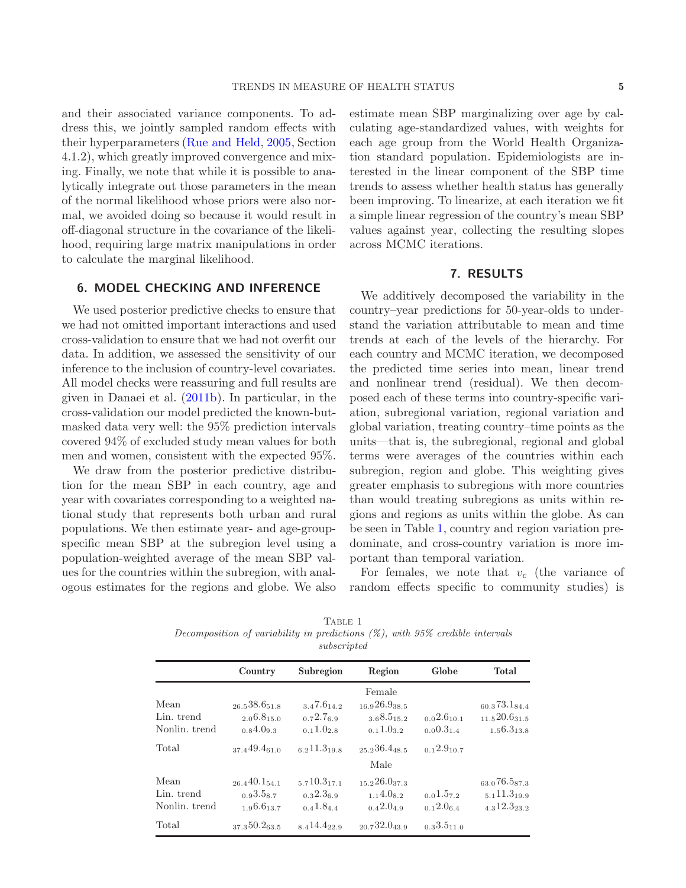and their associated variance components. To address this, we jointly sampled random effects with their hyperparameters (Rue and Held, 2005, Section 4.1.2), which greatly improved convergence and mixing. Finally, we note that while it is possible to analytically integrate out those parameters in the mean of the normal likelihood whose priors were also normal, we avoided doing so because it would result in off-diagonal structure in the covariance of the likelihood, requiring large matrix manipulations in order to calculate the marginal likelihood.

## 6. MODEL CHECKING AND INFERENCE

We used posterior predictive checks to ensure that we had not omitted important interactions and used cross-validation to ensure that we had not overfit our data. In addition, we assessed the sensitivity of our inference to the inclusion of country-level covariates. All model checks were reassuring and full results are given in Danaei et al. (2011b). In particular, in the cross-validation our model predicted the known-but-masked data very well: the 95% prediction intervals covered 94% of excluded study mean values for both men and women, consistent with the expected 95%.

We draw from the posterior predictive distribution for the mean SBP in each country, age and year with covariates corresponding to a weighted national study that represents both urban and rural populations. We then estimate year- and age-group-specific mean SBP at the subregion level using a population-weighted average of the mean SBP values for the countries within the subregion, with analogous estimates for the regions and globe. We also estimate mean SBP marginalizing over age by calculating age-standardized values, with weights for each age group from the World Health Organization standard population. Epidemiologists are interested in the linear component of the SBP time trends to assess whether health status has generally been improving. To linearize, at each iteration we fit a simple linear regression of the country's mean SBP values against year, collecting the resulting slopes across MCMC iterations.

## 7. RESULTS

We additively decomposed the variability in the country–year predictions for 50-year-olds to understand the variation attributable to mean and time trends at each of the levels of the hierarchy. For each country and MCMC iteration, we decomposed the predicted time series into mean, linear trend and nonlinear trend (residual). We then decomposed each of these terms into country-specific variation, subregional variation, regional variation and global variation, treating country–time points as the units—that is, the subregional, regional and global terms were averages of the countries within each subregion, region and globe. This weighting gives greater emphasis to subregions with more countries than would treating subregions as units within regions and regions as units within the globe. As can be seen in Table 1, country and region variation predominate, and cross-country variation is more important than temporal variation.

For females, we note that $v_c$ (the variance of random effects specific to community studies) is

TABLE 1
*Decomposition of variability in predictions (%), with 95% credible intervals subscripted*

| | Country | Subregion | Region | Globe | Total |
|---|---|---|---|---|---|
| | | | Female | | |
| Mean | $_{26.5}38.6_{51.8}$ | $_{3.4}7.6_{14.2}$ | $_{16.9}26.9_{38.5}$ | | $_{60.3}73.1_{84.4}$ |
| Lin. trend | $_{2.0}6.8_{15.0}$ | $_{0.7}2.7_{6.9}$ | $_{3.6}8.5_{15.2}$ | $_{0.0}2.6_{10.1}$ | $_{11.5}20.6_{31.5}$ |
| Nonlin. trend | $_{0.8}4.0_{9.3}$ | $_{0.1}1.0_{2.8}$ | $_{0.1}1.0_{3.2}$ | $_{0.0}0.3_{1.4}$ | $_{1.5}6.3_{13.8}$ |
| Total | $_{37.4}49.4_{61.0}$ | $_{6.2}11.3_{19.8}$ | $_{25.2}36.4_{48.5}$ | $_{0.1}2.9_{10.7}$ | |
| | | | Male | | |
| Mean | $_{26.4}40.1_{54.1}$ | $_{5.7}10.3_{17.1}$ | $_{15.2}26.0_{37.3}$ | | $_{63.0}76.5_{87.3}$ |
| Lin. trend | $_{0.9}3.5_{8.7}$ | $_{0.3}2.3_{6.9}$ | $_{1.1}4.0_{8.2}$ | $_{0.0}1.5_{7.2}$ | $_{5.1}11.3_{19.9}$ |
| Nonlin. trend | $_{1.9}6.6_{13.7}$ | $_{0.4}1.8_{4.4}$ | $_{0.4}2.0_{4.9}$ | $_{0.1}2.0_{6.4}$ | $_{4.3}12.3_{23.2}$ |
| Total | $_{37.3}50.2_{63.5}$ | $_{8.4}14.4_{22.9}$ | $_{20.7}32.0_{43.9}$ | $_{0.3}3.5_{11.0}$ | |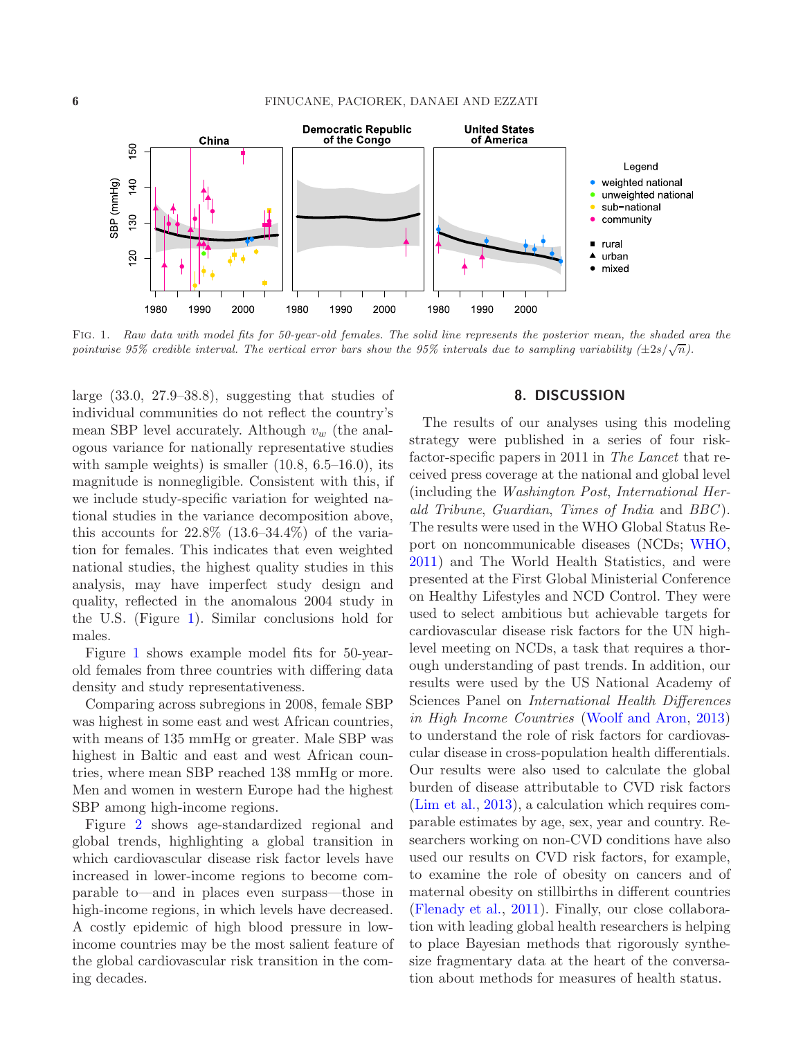Fig. 1. *Raw data with model fits for 50-year-old females. The solid line represents the posterior mean, the shaded area the pointwise 95% credible interval. The vertical error bars show the 95% intervals due to sampling variability ($\pm 2s/\sqrt{n}$).*

large (33.0, 27.9–38.8), suggesting that studies of individual communities do not reflect the country's mean SBP level accurately. Although $v_w$ (the analogous variance for nationally representative studies with sample weights) is smaller (10.8, 6.5–16.0), its magnitude is nonnegligible. Consistent with this, if we include study-specific variation for weighted national studies in the variance decomposition above, this accounts for 22.8% (13.6–34.4%) of the variation for females. This indicates that even weighted national studies, the highest quality studies in this analysis, may have imperfect study design and quality, reflected in the anomalous 2004 study in the U.S. (Figure 1). Similar conclusions hold for males.

Figure 1 shows example model fits for 50-year-old females from three countries with differing data density and study representativeness.

Comparing across subregions in 2008, female SBP was highest in some east and west African countries, with means of 135 mmHg or greater. Male SBP was highest in Baltic and east and west African countries, where mean SBP reached 138 mmHg or more. Men and women in western Europe had the highest SBP among high-income regions.

Figure 2 shows age-standardized regional and global trends, highlighting a global transition in which cardiovascular disease risk factor levels have increased in lower-income regions to become comparable to—and in places even surpass—those in high-income regions, in which levels have decreased. A costly epidemic of high blood pressure in low-income countries may be the most salient feature of the global cardiovascular risk transition in the coming decades.

## 8. DISCUSSION

The results of our analyses using this modeling strategy were published in a series of four risk-factor-specific papers in 2011 in *The Lancet* that received press coverage at the national and global level (including the *Washington Post*, *International Herald Tribune*, *Guardian*, *Times of India* and *BBC*). The results were used in the WHO Global Status Report on noncommunicable diseases (NCDs; WHO, 2011) and The World Health Statistics, and were presented at the First Global Ministerial Conference on Healthy Lifestyles and NCD Control. They were used to select ambitious but achievable targets for cardiovascular disease risk factors for the UN high-level meeting on NCDs, a task that requires a thorough understanding of past trends. In addition, our results were used by the US National Academy of Sciences Panel on *International Health Differences in High Income Countries* (Woolf and Aron, 2013) to understand the role of risk factors for cardiovascular disease in cross-population health differentials. Our results were also used to calculate the global burden of disease attributable to CVD risk factors (Lim et al., 2013), a calculation which requires comparable estimates by age, sex, year and country. Researchers working on non-CVD conditions have also used our results on CVD risk factors, for example, to examine the role of obesity on cancers and of maternal obesity on stillbirths in different countries (Flenady et al., 2011). Finally, our close collaboration with leading global health researchers is helping to place Bayesian methods that rigorously synthesize fragmentary data at the heart of the conversation about methods for measures of health status.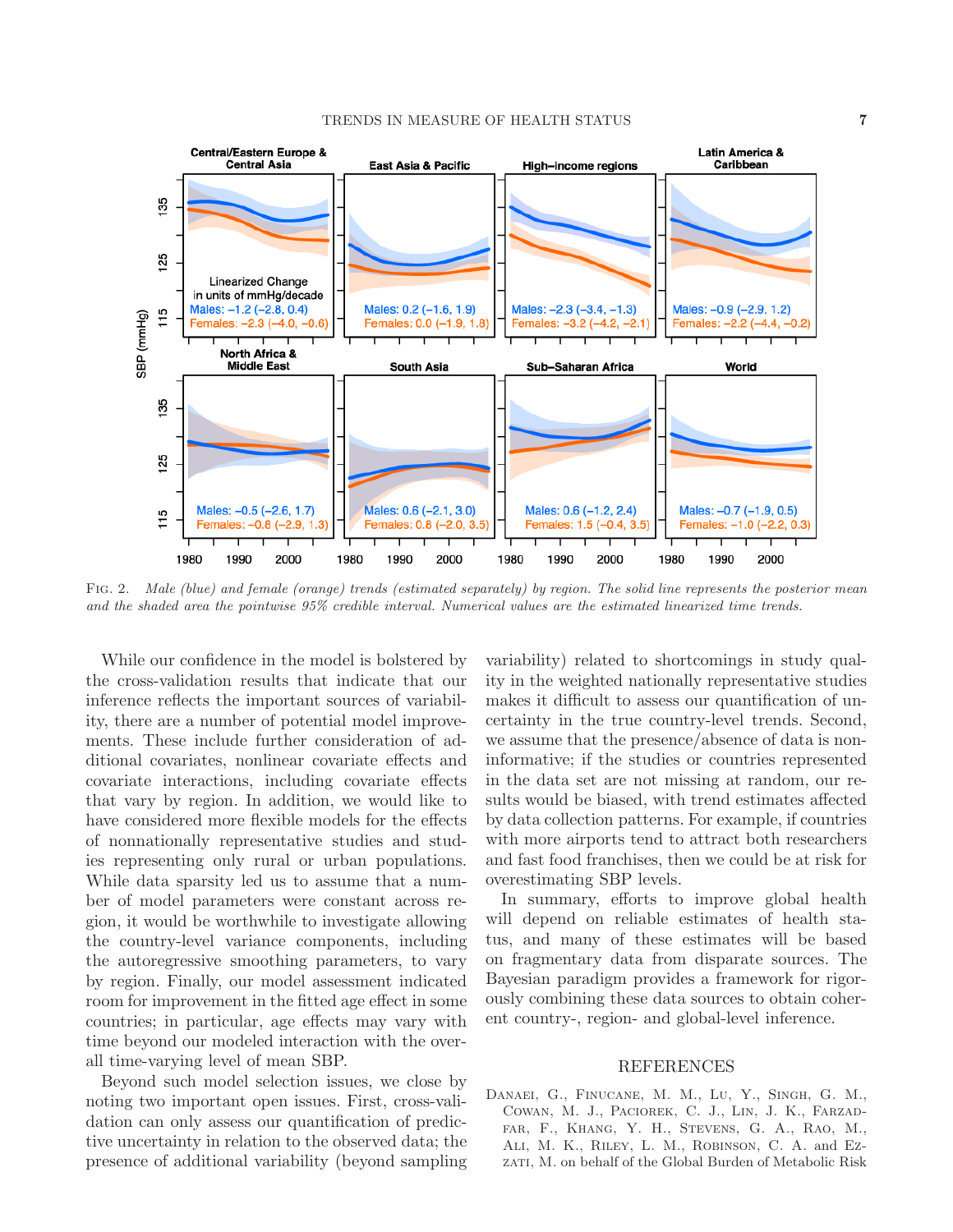Fig. 2. *Male (blue) and female (orange) trends (estimated separately) by region. The solid line represents the posterior mean and the shaded area the pointwise 95% credible interval. Numerical values are the estimated linearized time trends.*

While our confidence in the model is bolstered by the cross-validation results that indicate that our inference reflects the important sources of variability, there are a number of potential model improvements. These include further consideration of additional covariates, nonlinear covariate effects and covariate interactions, including covariate effects that vary by region. In addition, we would like to have considered more flexible models for the effects of nonnationally representative studies and studies representing only rural or urban populations. While data sparsity led us to assume that a number of model parameters were constant across region, it would be worthwhile to investigate allowing the country-level variance components, including the autoregressive smoothing parameters, to vary by region. Finally, our model assessment indicated room for improvement in the fitted age effect in some countries; in particular, age effects may vary with time beyond our modeled interaction with the overall time-varying level of mean SBP.

Beyond such model selection issues, we close by noting two important open issues. First, cross-validation can only assess our quantification of predictive uncertainty in relation to the observed data; the presence of additional variability (beyond sampling variability) related to shortcomings in study quality in the weighted nationally representative studies makes it difficult to assess our quantification of uncertainty in the true country-level trends. Second, we assume that the presence/absence of data is noninformative; if the studies or countries represented in the data set are not missing at random, our results would be biased, with trend estimates affected by data collection patterns. For example, if countries with more airports tend to attract both researchers and fast food franchises, then we could be at risk for overestimating SBP levels.

In summary, efforts to improve global health will depend on reliable estimates of health status, and many of these estimates will be based on fragmentary data from disparate sources. The Bayesian paradigm provides a framework for rigorously combining these data sources to obtain coherent country-, region- and global-level inference.

## REFERENCES

Danaei, G., Finucane, M. M., Lu, Y., Singh, G. M., Cowan, M. J., Paciorek, C. J., Lin, J. K., Farzadfar, F., Khang, Y. H., Stevens, G. A., Rao, M., Ali, M. K., Riley, L. M., Robinson, C. A. and Ezzati, M. on behalf of the Global Burden of Metabolic Risk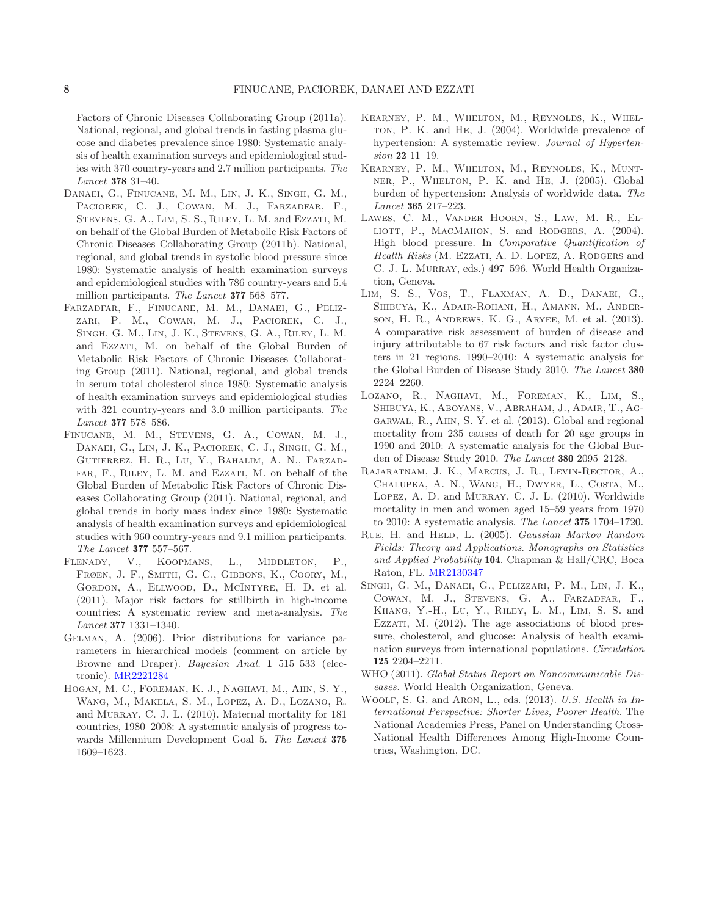Factors of Chronic Diseases Collaborating Group (2011a). National, regional, and global trends in fasting plasma glucose and diabetes prevalence since 1980: Systematic analysis of health examination surveys and epidemiological studies with 370 country-years and 2.7 million participants. *The Lancet* **378** 31–40.

Danaei, G., Finucane, M. M., Lin, J. K., Singh, G. M., Paciorek, C. J., Cowan, M. J., Farzadfar, F., Stevens, G. A., Lim, S. S., Riley, L. M. and Ezzati, M. on behalf of the Global Burden of Metabolic Risk Factors of Chronic Diseases Collaborating Group (2011b). National, regional, and global trends in systolic blood pressure since 1980: Systematic analysis of health examination surveys and epidemiological studies with 786 country-years and 5.4 million participants. *The Lancet* **377** 568–577.

Farzadfar, F., Finucane, M. M., Danaei, G., Pelizzari, P. M., Cowan, M. J., Paciorek, C. J., Singh, G. M., Lin, J. K., Stevens, G. A., Riley, L. M. and Ezzati, M. on behalf of the Global Burden of Metabolic Risk Factors of Chronic Diseases Collaborating Group (2011). National, regional, and global trends in serum total cholesterol since 1980: Systematic analysis of health examination surveys and epidemiological studies with 321 country-years and 3.0 million participants. *The Lancet* **377** 578–586.

Finucane, M. M., Stevens, G. A., Cowan, M. J., Danaei, G., Lin, J. K., Paciorek, C. J., Singh, G. M., Gutierrez, H. R., Lu, Y., Bahalim, A. N., Farzadfar, F., Riley, L. M. and Ezzati, M. on behalf of the Global Burden of Metabolic Risk Factors of Chronic Diseases Collaborating Group (2011). National, regional, and global trends in body mass index since 1980: Systematic analysis of health examination surveys and epidemiological studies with 960 country-years and 9.1 million participants. *The Lancet* **377** 557–567.

Flenady, V., Koopmans, L., Middleton, P., Frøen, J. F., Smith, G. C., Gibbons, K., Coory, M., Gordon, A., Ellwood, D., McIntyre, H. D. et al. (2011). Major risk factors for stillbirth in high-income countries: A systematic review and meta-analysis. *The Lancet* **377** 1331–1340.

Gelman, A. (2006). Prior distributions for variance parameters in hierarchical models (comment on article by Browne and Draper). *Bayesian Anal.* **1** 515–533 (electronic). MR2221284

Hogan, M. C., Foreman, K. J., Naghavi, M., Ahn, S. Y., Wang, M., Makela, S. M., Lopez, A. D., Lozano, R. and Murray, C. J. L. (2010). Maternal mortality for 181 countries, 1980–2008: A systematic analysis of progress towards Millennium Development Goal 5. *The Lancet* **375** 1609–1623.

Kearney, P. M., Whelton, M., Reynolds, K., Whelton, P. K. and He, J. (2004). Worldwide prevalence of hypertension: A systematic review. *Journal of Hypertension* **22** 11–19.

Kearney, P. M., Whelton, M., Reynolds, K., Muntner, P., Whelton, P. K. and He, J. (2005). Global burden of hypertension: Analysis of worldwide data. *The Lancet* **365** 217–223.

Lawes, C. M., Vander Hoorn, S., Law, M. R., Elliott, P., MacMahon, S. and Rodgers, A. (2004). High blood pressure. In *Comparative Quantification of Health Risks* (M. Ezzati, A. D. Lopez, A. Rodgers and C. J. L. Murray, eds.) 497–596. World Health Organization, Geneva.

Lim, S. S., Vos, T., Flaxman, A. D., Danaei, G., Shibuya, K., Adair-Rohani, H., Amann, M., Anderson, H. R., Andrews, K. G., Aryee, M. et al. (2013). A comparative risk assessment of burden of disease and injury attributable to 67 risk factors and risk factor clusters in 21 regions, 1990–2010: A systematic analysis for the Global Burden of Disease Study 2010. *The Lancet* **380** 2224–2260.

Lozano, R., Naghavi, M., Foreman, K., Lim, S., Shibuya, K., Aboyans, V., Abraham, J., Adair, T., Aggarwal, R., Ahn, S. Y. et al. (2013). Global and regional mortality from 235 causes of death for 20 age groups in 1990 and 2010: A systematic analysis for the Global Burden of Disease Study 2010. *The Lancet* **380** 2095–2128.

Rajaratnam, J. K., Marcus, J. R., Levin-Rector, A., Chalupka, A. N., Wang, H., Dwyer, L., Costa, M., Lopez, A. D. and Murray, C. J. L. (2010). Worldwide mortality in men and women aged 15–59 years from 1970 to 2010: A systematic analysis. *The Lancet* **375** 1704–1720.

Rue, H. and Held, L. (2005). *Gaussian Markov Random Fields: Theory and Applications*. *Monographs on Statistics and Applied Probability* **104**. Chapman & Hall/CRC, Boca Raton, FL. MR2130347

Singh, G. M., Danaei, G., Pelizzari, P. M., Lin, J. K., Cowan, M. J., Stevens, G. A., Farzadfar, F., Khang, Y.-H., Lu, Y., Riley, L. M., Lim, S. S. and Ezzati, M. (2012). The age associations of blood pressure, cholesterol, and glucose: Analysis of health examination surveys from international populations. *Circulation* **125** 2204–2211.

WHO (2011). *Global Status Report on Noncommunicable Diseases.* World Health Organization, Geneva.

Woolf, S. G. and Aron, L., eds. (2013). *U.S. Health in International Perspective: Shorter Lives, Poorer Health*. The National Academies Press, Panel on Understanding Cross-National Health Differences Among High-Income Countries, Washington, DC.